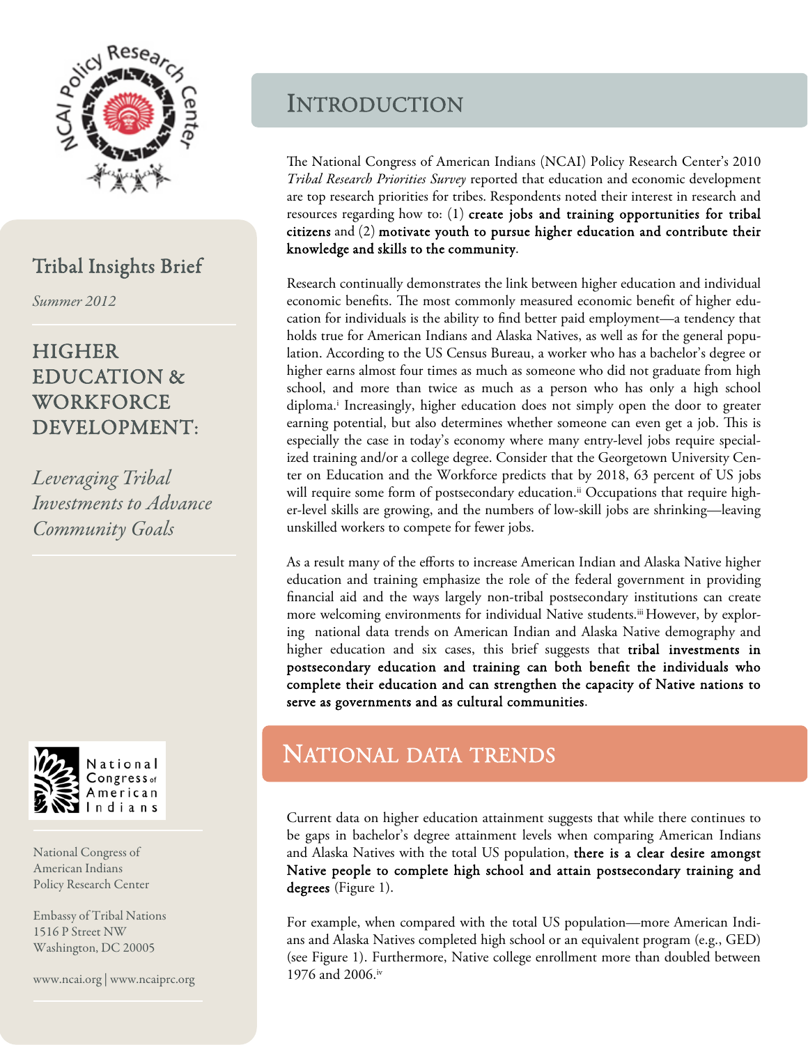Tribal Insights Brief

*Summer 2012*

# HIGHER EDUCATION & WORKFORCE DEVELOPMENT:

*Leveraging Tribal Investments to Advance Community Goals*

National Congress of American Indians

National Congress of American Indians Policy Research Center

Embassy of Tribal Nations
1516 P Street NW
Washington, DC 20005

www.ncai.org | www.ncaiprc.org

## Introduction

The National Congress of American Indians (NCAI) Policy Research Center's 2010 *Tribal Research Priorities Survey* reported that education and economic development are top research priorities for tribes. Respondents noted their interest in research and resources regarding how to: (1) **create jobs and training opportunities for tribal citizens** and (2) **motivate youth to pursue higher education and contribute their knowledge and skills to the community**.

Research continually demonstrates the link between higher education and individual economic benefits. The most commonly measured economic benefit of higher education for individuals is the ability to find better paid employment—a tendency that holds true for American Indians and Alaska Natives, as well as for the general population. According to the US Census Bureau, a worker who has a bachelor's degree or higher earns almost four times as much as someone who did not graduate from high school, and more than twice as much as a person who has only a high school diploma.[i] Increasingly, higher education does not simply open the door to greater earning potential, but also determines whether someone can even get a job. This is especially the case in today's economy where many entry-level jobs require specialized training and/or a college degree. Consider that the Georgetown University Center on Education and the Workforce predicts that by 2018, 63 percent of US jobs will require some form of postsecondary education.[ii] Occupations that require higher-level skills are growing, and the numbers of low-skill jobs are shrinking—leaving unskilled workers to compete for fewer jobs.

As a result many of the efforts to increase American Indian and Alaska Native higher education and training emphasize the role of the federal government in providing financial aid and the ways largely non-tribal postsecondary institutions can create more welcoming environments for individual Native students.[iii] However, by exploring national data trends on American Indian and Alaska Native demography and higher education and six cases, this brief suggests that **tribal investments in postsecondary education and training can both benefit the individuals who complete their education and can strengthen the capacity of Native nations to serve as governments and as cultural communities**.

## National data trends

Current data on higher education attainment suggests that while there continues to be gaps in bachelor's degree attainment levels when comparing American Indians and Alaska Natives with the total US population, **there is a clear desire amongst Native people to complete high school and attain postsecondary training and degrees** (Figure 1).

For example, when compared with the total US population—more American Indians and Alaska Natives completed high school or an equivalent program (e.g., GED) (see Figure 1). Furthermore, Native college enrollment more than doubled between 1976 and 2006.[iv]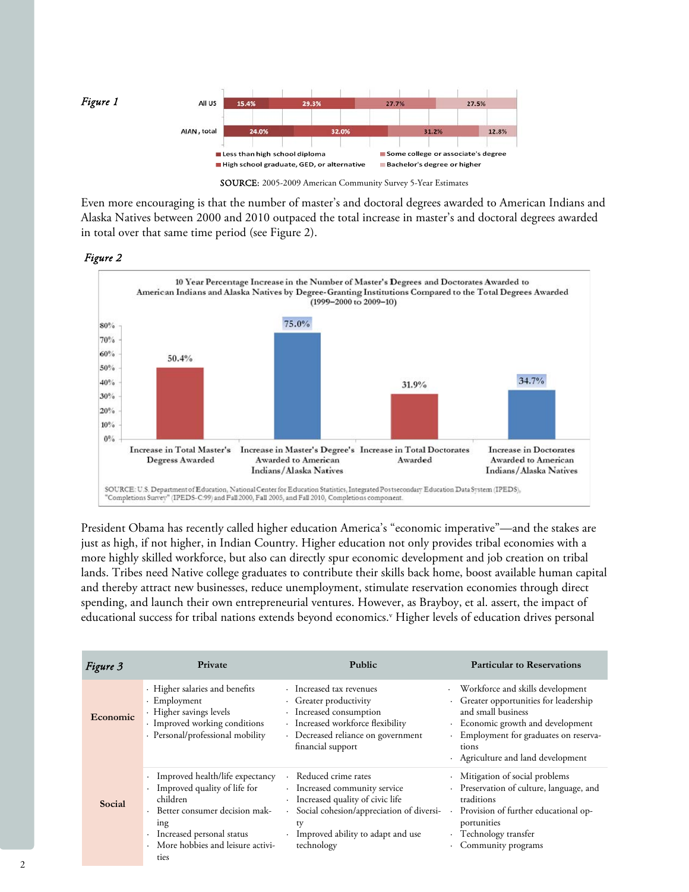*Figure 1*

| | Less than high school diploma | High school graduate, GED, or alternative | Some college or associate's degree | Bachelor's degree or higher |
|---|---|---|---|---|
| All US | 15.4% | 29.3% | 27.7% | 27.5% |
| AIAN, total | 24.0% | 32.0% | 31.2% | 12.8% |

SOURCE: 2005-2009 American Community Survey 5-Year Estimates

Even more encouraging is that the number of master's and doctoral degrees awarded to American Indians and Alaska Natives between 2000 and 2010 outpaced the total increase in master's and doctoral degrees awarded in total over that same time period (see Figure 2).

*Figure 2*

**10 Year Percentage Increase in the Number of Master's Degrees and Doctorates Awarded to American Indians and Alaska Natives by Degree-Granting Institutions Compared to the Total Degrees Awarded (1999–2000 to 2009–10)**

| Category | Percentage Increase |
|---|---|
| Increase in Total Master's Degress Awarded | 50.4% |
| Increase in Master's Degree's Awarded to American Indians/Alaska Natives | 75.0% |
| Increase in Total Doctorates Awarded | 31.9% |
| Increase in Doctorates Awarded to American Indians/Alaska Natives | 34.7% |

SOURCE: U.S. Department of Education, National Center for Education Statistics, Integrated Postsecondary Education Data System (IPEDS), "Completions Survey" (IPEDS-C:99) and Fall 2000, Fall 2005, and Fall 2010, Completions component.

President Obama has recently called higher education America's "economic imperative"—and the stakes are just as high, if not higher, in Indian Country. Higher education not only provides tribal economies with a more highly skilled workforce, but also can directly spur economic development and job creation on tribal lands. Tribes need Native college graduates to contribute their skills back home, boost available human capital and thereby attract new businesses, reduce unemployment, stimulate reservation economies through direct spending, and launch their own entrepreneurial ventures. However, as Brayboy, et al. assert, the impact of educational success for tribal nations extends beyond economics.[v] Higher levels of education drives personal

| *Figure 3* | Private | Public | Particular to Reservations |
|---|---|---|---|
| **Economic** | · Higher salaries and benefits<br>· Employment<br>· Higher savings levels<br>· Improved working conditions<br>· Personal/professional mobility | · Increased tax revenues<br>· Greater productivity<br>· Increased consumption<br>· Increased workforce flexibility<br>· Decreased reliance on government financial support | · Workforce and skills development<br>· Greater opportunities for leadership and small business<br>· Economic growth and development<br>· Employment for graduates on reservations<br>· Agriculture and land development |
| **Social** | · Improved health/life expectancy<br>· Improved quality of life for children<br>· Better consumer decision making<br>· Increased personal status<br>· More hobbies and leisure activities | · Reduced crime rates<br>· Increased community service<br>· Increased quality of civic life<br>· Social cohesion/appreciation of diversity<br>· Improved ability to adapt and use technology | · Mitigation of social problems<br>· Preservation of culture, language, and traditions<br>· Provision of further educational opportunities<br>· Technology transfer<br>· Community programs |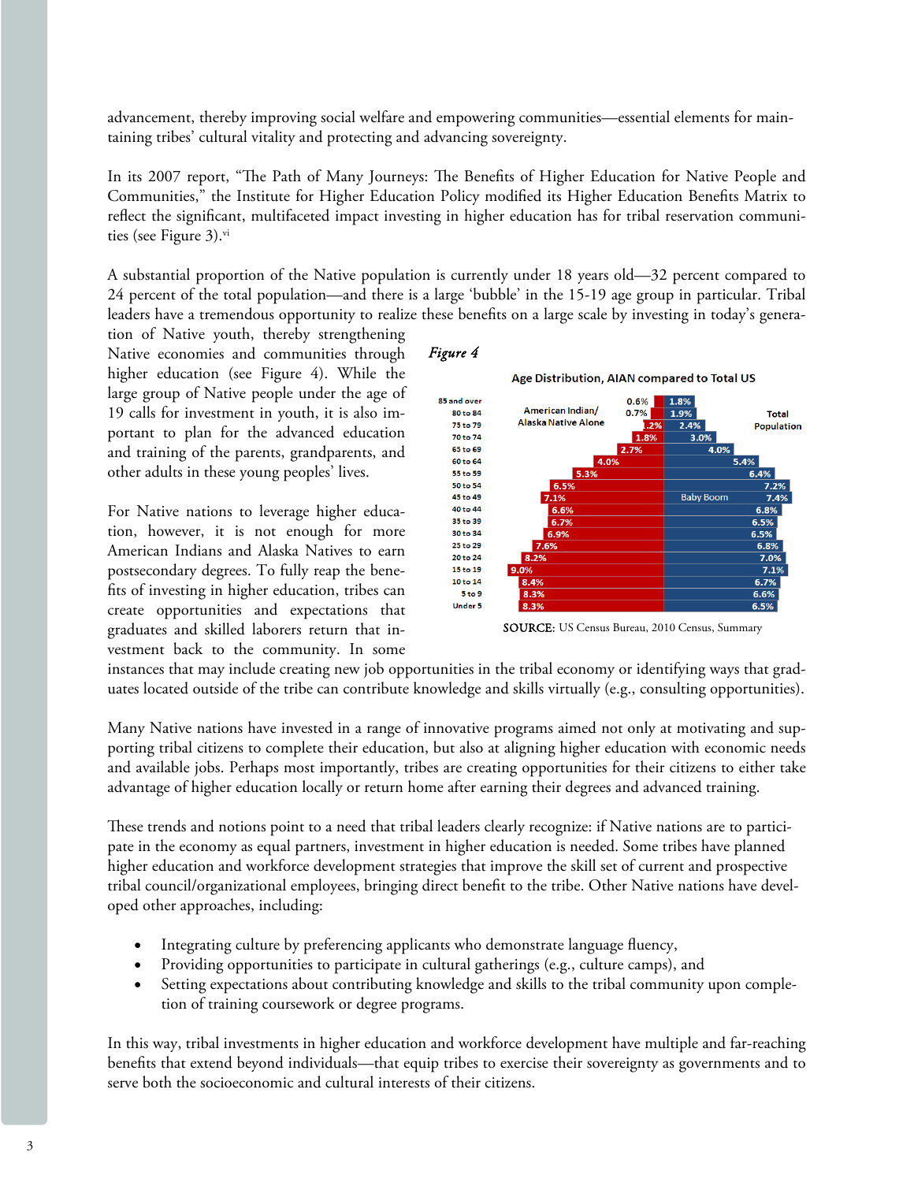advancement, thereby improving social welfare and empowering communities—essential elements for maintaining tribes' cultural vitality and protecting and advancing sovereignty.

In its 2007 report, "The Path of Many Journeys: The Benefits of Higher Education for Native People and Communities," the Institute for Higher Education Policy modified its Higher Education Benefits Matrix to reflect the significant, multifaceted impact investing in higher education has for tribal reservation communities (see Figure 3).[vi]

A substantial proportion of the Native population is currently under 18 years old—32 percent compared to 24 percent of the total population—and there is a large 'bubble' in the 15-19 age group in particular. Tribal leaders have a tremendous opportunity to realize these benefits on a large scale by investing in today's generation of Native youth, thereby strengthening Native economies and communities through higher education (see Figure 4). While the large group of Native people under the age of 19 calls for investment in youth, it is also important to plan for the advanced education and training of the parents, grandparents, and other adults in these young peoples' lives.

*Figure 4*

**Age Distribution, AIAN compared to Total US**

| Age | American Indian/ Alaska Native Alone | Total Population |
|---|---|---|
| 85 and over | 0.6% | 1.8% |
| 80 to 84 | 0.7% | 1.9% |
| 75 to 79 | 1.2% | 2.4% |
| 70 to 74 | 1.8% | 3.0% |
| 65 to 69 | 2.7% | 4.0% |
| 60 to 64 | 4.0% | 5.4% |
| 55 to 59 | 5.3% | 6.4% |
| 50 to 54 | 6.5% | 7.2% |
| 45 to 49 | 7.1% | 7.4% (Baby Boom) |
| 40 to 44 | 6.6% | 6.8% |
| 35 to 39 | 6.7% | 6.5% |
| 30 to 34 | 6.9% | 6.5% |
| 25 to 29 | 7.6% | 6.8% |
| 20 to 24 | 8.2% | 7.0% |
| 15 to 19 | 9.0% | 7.1% |
| 10 to 14 | 8.4% | 6.7% |
| 5 to 9 | 8.3% | 6.6% |
| Under 5 | 8.3% | 6.5% |

SOURCE: US Census Bureau, 2010 Census, Summary

For Native nations to leverage higher education, however, it is not enough for more American Indians and Alaska Natives to earn postsecondary degrees. To fully reap the benefits of investing in higher education, tribes can create opportunities and expectations that graduates and skilled laborers return that investment back to the community. In some instances that may include creating new job opportunities in the tribal economy or identifying ways that graduates located outside of the tribe can contribute knowledge and skills virtually (e.g., consulting opportunities).

Many Native nations have invested in a range of innovative programs aimed not only at motivating and supporting tribal citizens to complete their education, but also at aligning higher education with economic needs and available jobs. Perhaps most importantly, tribes are creating opportunities for their citizens to either take advantage of higher education locally or return home after earning their degrees and advanced training.

These trends and notions point to a need that tribal leaders clearly recognize: if Native nations are to participate in the economy as equal partners, investment in higher education is needed. Some tribes have planned higher education and workforce development strategies that improve the skill set of current and prospective tribal council/organizational employees, bringing direct benefit to the tribe. Other Native nations have developed other approaches, including:

- Integrating culture by preferencing applicants who demonstrate language fluency,
- Providing opportunities to participate in cultural gatherings (e.g., culture camps), and
- Setting expectations about contributing knowledge and skills to the tribal community upon completion of training coursework or degree programs.

In this way, tribal investments in higher education and workforce development have multiple and far-reaching benefits that extend beyond individuals—that equip tribes to exercise their sovereignty as governments and to serve both the socioeconomic and cultural interests of their citizens.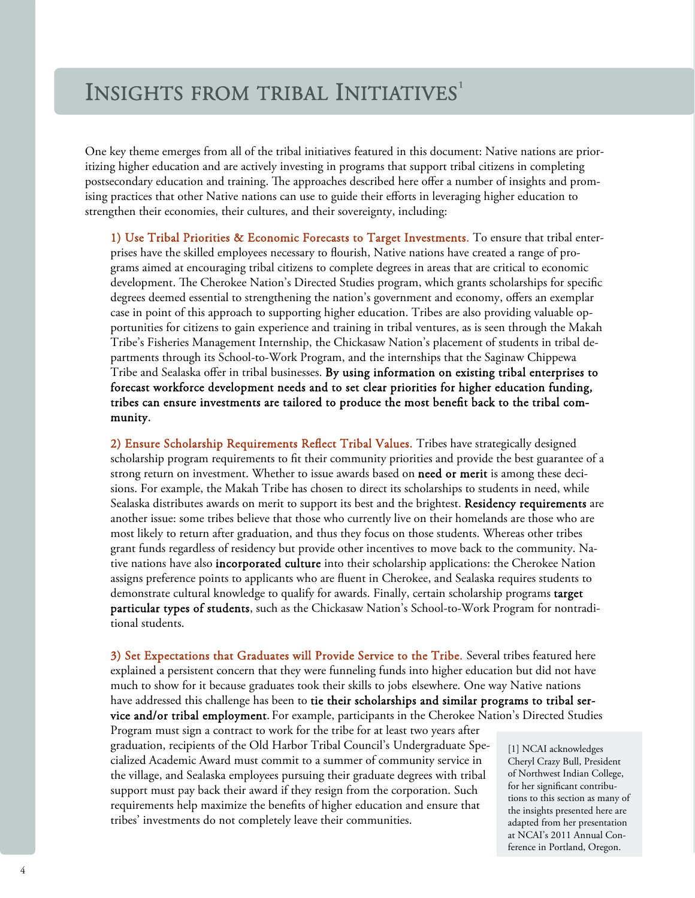# Insights from tribal Initiatives[1]

One key theme emerges from all of the tribal initiatives featured in this document: Native nations are prioritizing higher education and are actively investing in programs that support tribal citizens in completing postsecondary education and training. The approaches described here offer a number of insights and promising practices that other Native nations can use to guide their efforts in leveraging higher education to strengthen their economies, their cultures, and their sovereignty, including:

**1) Use Tribal Priorities & Economic Forecasts to Target Investments.** To ensure that tribal enterprises have the skilled employees necessary to flourish, Native nations have created a range of programs aimed at encouraging tribal citizens to complete degrees in areas that are critical to economic development. The Cherokee Nation's Directed Studies program, which grants scholarships for specific degrees deemed essential to strengthening the nation's government and economy, offers an exemplar case in point of this approach to supporting higher education. Tribes are also providing valuable opportunities for citizens to gain experience and training in tribal ventures, as is seen through the Makah Tribe's Fisheries Management Internship, the Chickasaw Nation's placement of students in tribal departments through its School-to-Work Program, and the internships that the Saginaw Chippewa Tribe and Sealaska offer in tribal businesses. **By using information on existing tribal enterprises to forecast workforce development needs and to set clear priorities for higher education funding, tribes can ensure investments are tailored to produce the most benefit back to the tribal community.**

**2) Ensure Scholarship Requirements Reflect Tribal Values.** Tribes have strategically designed scholarship program requirements to fit their community priorities and provide the best guarantee of a strong return on investment. Whether to issue awards based on **need or merit** is among these decisions. For example, the Makah Tribe has chosen to direct its scholarships to students in need, while Sealaska distributes awards on merit to support its best and the brightest. **Residency requirements** are another issue: some tribes believe that those who currently live on their homelands are those who are most likely to return after graduation, and thus they focus on those students. Whereas other tribes grant funds regardless of residency but provide other incentives to move back to the community. Native nations have also **incorporated culture** into their scholarship applications: the Cherokee Nation assigns preference points to applicants who are fluent in Cherokee, and Sealaska requires students to demonstrate cultural knowledge to qualify for awards. Finally, certain scholarship programs **target particular types of students**, such as the Chickasaw Nation's School-to-Work Program for nontraditional students.

**3) Set Expectations that Graduates will Provide Service to the Tribe.** Several tribes featured here explained a persistent concern that they were funneling funds into higher education but did not have much to show for it because graduates took their skills to jobs elsewhere. One way Native nations have addressed this challenge has been to **tie their scholarships and similar programs to tribal service and/or tribal employment**. For example, participants in the Cherokee Nation's Directed Studies Program must sign a contract to work for the tribe for at least two years after graduation, recipients of the Old Harbor Tribal Council's Undergraduate Specialized Academic Award must commit to a summer of community service in the village, and Sealaska employees pursuing their graduate degrees with tribal support must pay back their award if they resign from the corporation. Such requirements help maximize the benefits of higher education and ensure that tribes' investments do not completely leave their communities.

[1] NCAI acknowledges Cheryl Crazy Bull, President of Northwest Indian College, for her significant contributions to this section as many of the insights presented here are adapted from her presentation at NCAI's 2011 Annual Conference in Portland, Oregon.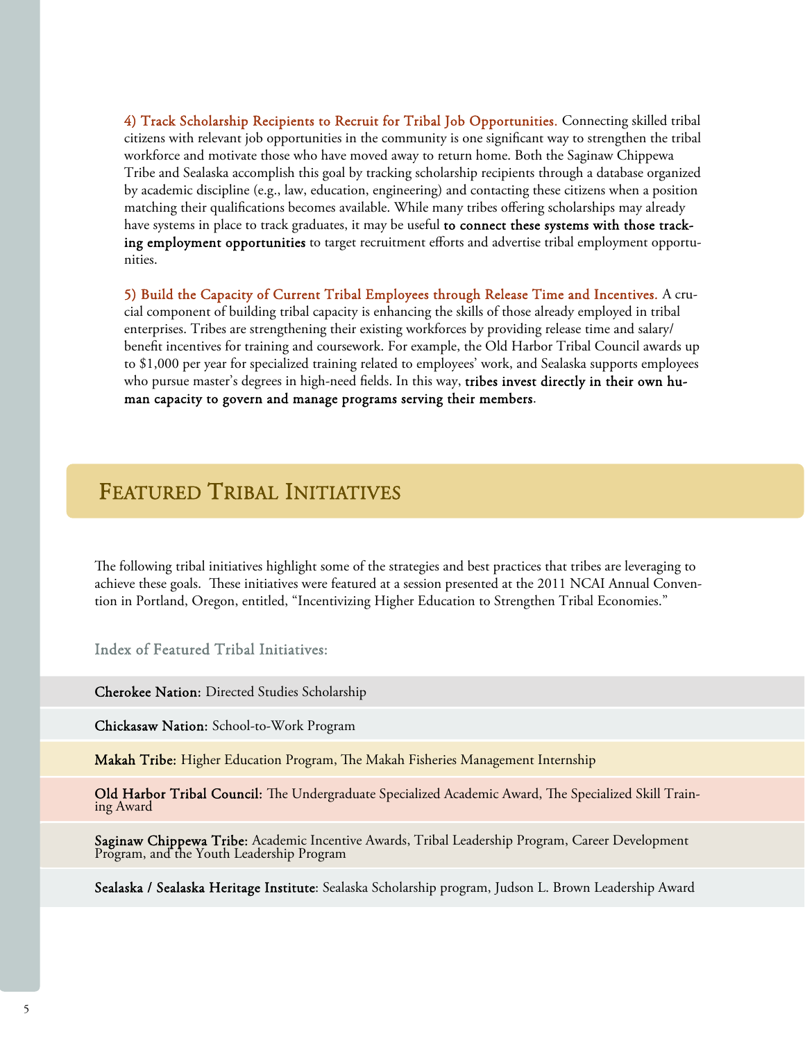**4) Track Scholarship Recipients to Recruit for Tribal Job Opportunities.** Connecting skilled tribal citizens with relevant job opportunities in the community is one significant way to strengthen the tribal workforce and motivate those who have moved away to return home. Both the Saginaw Chippewa Tribe and Sealaska accomplish this goal by tracking scholarship recipients through a database organized by academic discipline (e.g., law, education, engineering) and contacting these citizens when a position matching their qualifications becomes available. While many tribes offering scholarships may already have systems in place to track graduates, it may be useful **to connect these systems with those tracking employment opportunities** to target recruitment efforts and advertise tribal employment opportunities.

**5) Build the Capacity of Current Tribal Employees through Release Time and Incentives.** A crucial component of building tribal capacity is enhancing the skills of those already employed in tribal enterprises. Tribes are strengthening their existing workforces by providing release time and salary/benefit incentives for training and coursework. For example, the Old Harbor Tribal Council awards up to $1,000 per year for specialized training related to employees' work, and Sealaska supports employees who pursue master's degrees in high-need fields. In this way, **tribes invest directly in their own human capacity to govern and manage programs serving their members**.

## Featured Tribal Initiatives

The following tribal initiatives highlight some of the strategies and best practices that tribes are leveraging to achieve these goals. These initiatives were featured at a session presented at the 2011 NCAI Annual Convention in Portland, Oregon, entitled, "Incentivizing Higher Education to Strengthen Tribal Economies."

### Index of Featured Tribal Initiatives:

**Cherokee Nation:** Directed Studies Scholarship

**Chickasaw Nation:** School-to-Work Program

**Makah Tribe:** Higher Education Program, The Makah Fisheries Management Internship

**Old Harbor Tribal Council:** The Undergraduate Specialized Academic Award, The Specialized Skill Training Award

**Saginaw Chippewa Tribe:** Academic Incentive Awards, Tribal Leadership Program, Career Development Program, and the Youth Leadership Program

**Sealaska / Sealaska Heritage Institute**: Sealaska Scholarship program, Judson L. Brown Leadership Award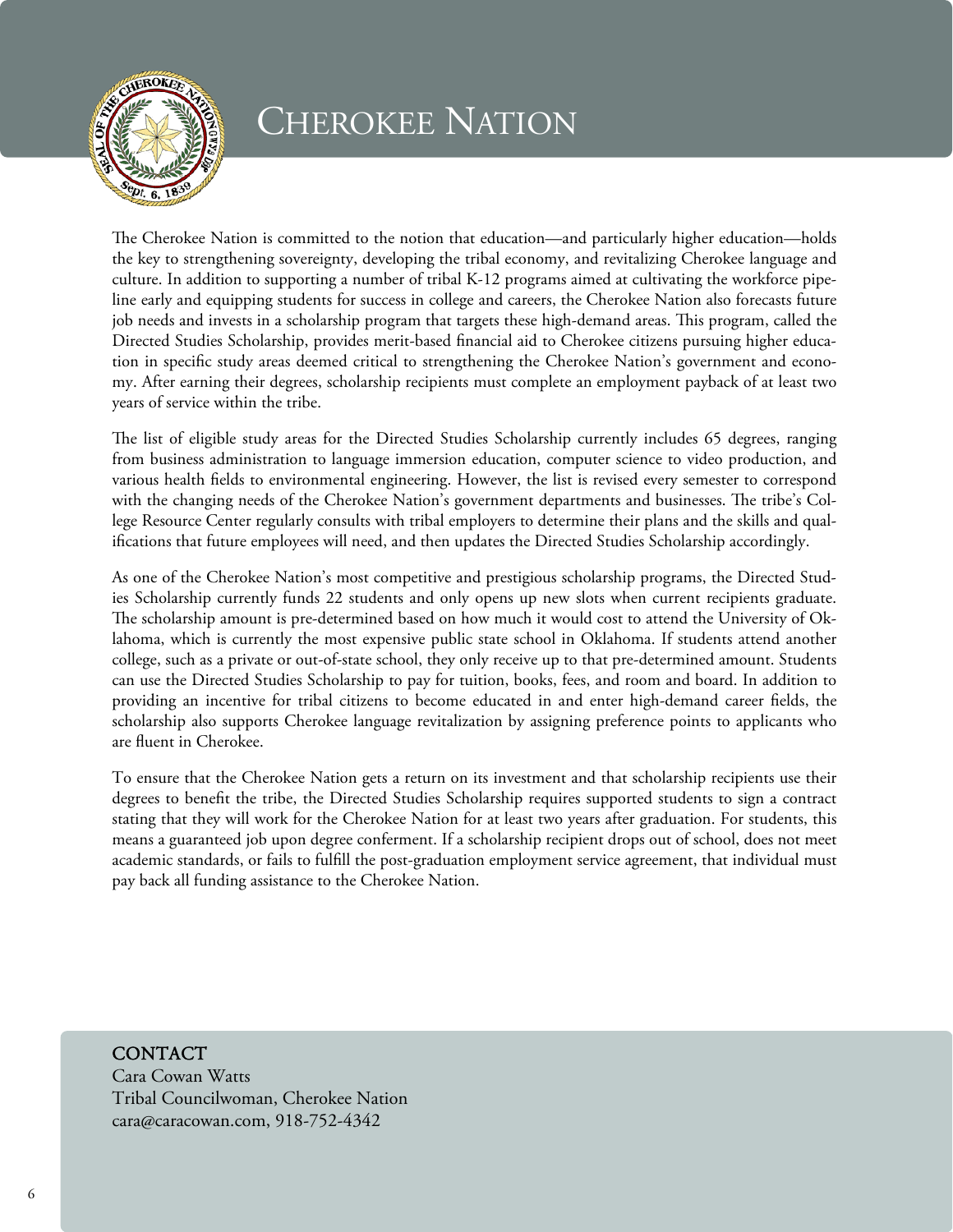# Cherokee Nation

The Cherokee Nation is committed to the notion that education—and particularly higher education—holds the key to strengthening sovereignty, developing the tribal economy, and revitalizing Cherokee language and culture. In addition to supporting a number of tribal K-12 programs aimed at cultivating the workforce pipeline early and equipping students for success in college and careers, the Cherokee Nation also forecasts future job needs and invests in a scholarship program that targets these high-demand areas. This program, called the Directed Studies Scholarship, provides merit-based financial aid to Cherokee citizens pursuing higher education in specific study areas deemed critical to strengthening the Cherokee Nation's government and economy. After earning their degrees, scholarship recipients must complete an employment payback of at least two years of service within the tribe.

The list of eligible study areas for the Directed Studies Scholarship currently includes 65 degrees, ranging from business administration to language immersion education, computer science to video production, and various health fields to environmental engineering. However, the list is revised every semester to correspond with the changing needs of the Cherokee Nation's government departments and businesses. The tribe's College Resource Center regularly consults with tribal employers to determine their plans and the skills and qualifications that future employees will need, and then updates the Directed Studies Scholarship accordingly.

As one of the Cherokee Nation's most competitive and prestigious scholarship programs, the Directed Studies Scholarship currently funds 22 students and only opens up new slots when current recipients graduate. The scholarship amount is pre-determined based on how much it would cost to attend the University of Oklahoma, which is currently the most expensive public state school in Oklahoma. If students attend another college, such as a private or out-of-state school, they only receive up to that pre-determined amount. Students can use the Directed Studies Scholarship to pay for tuition, books, fees, and room and board. In addition to providing an incentive for tribal citizens to become educated in and enter high-demand career fields, the scholarship also supports Cherokee language revitalization by assigning preference points to applicants who are fluent in Cherokee.

To ensure that the Cherokee Nation gets a return on its investment and that scholarship recipients use their degrees to benefit the tribe, the Directed Studies Scholarship requires supported students to sign a contract stating that they will work for the Cherokee Nation for at least two years after graduation. For students, this means a guaranteed job upon degree conferment. If a scholarship recipient drops out of school, does not meet academic standards, or fails to fulfill the post-graduation employment service agreement, that individual must pay back all funding assistance to the Cherokee Nation.

**CONTACT**
Cara Cowan Watts
Tribal Councilwoman, Cherokee Nation
cara@caracowan.com, 918-752-4342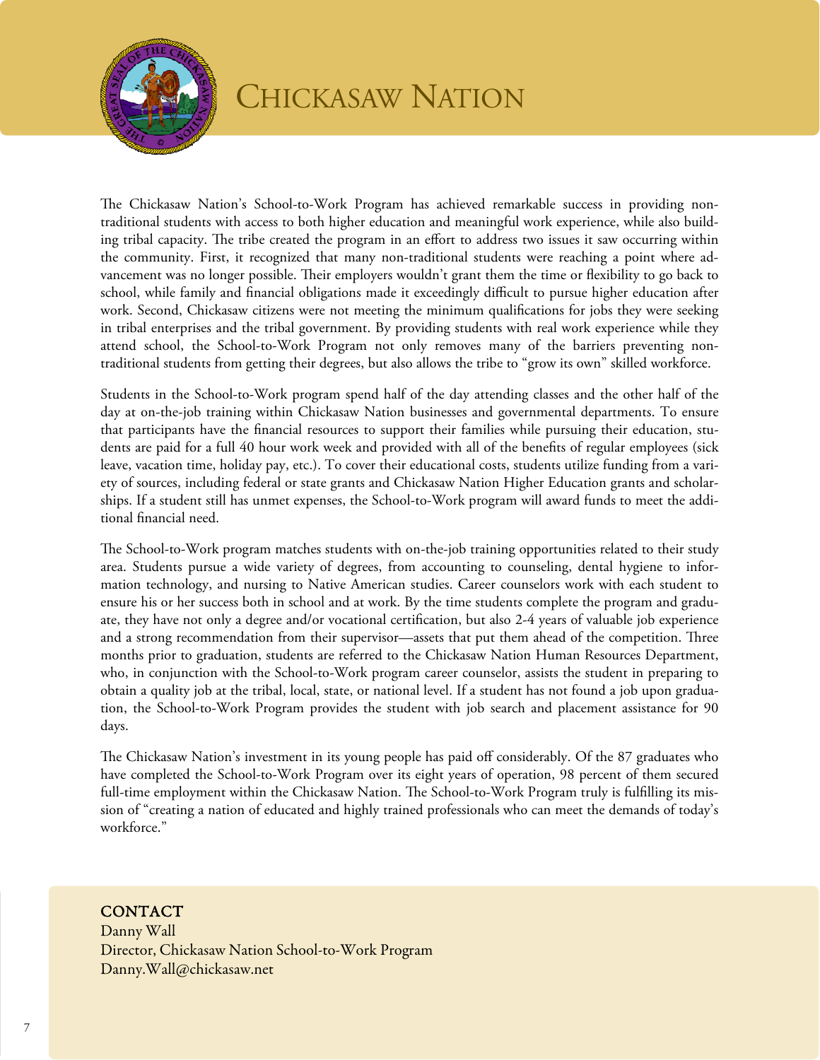# Chickasaw Nation

The Chickasaw Nation's School-to-Work Program has achieved remarkable success in providing non-traditional students with access to both higher education and meaningful work experience, while also building tribal capacity. The tribe created the program in an effort to address two issues it saw occurring within the community. First, it recognized that many non-traditional students were reaching a point where advancement was no longer possible. Their employers wouldn't grant them the time or flexibility to go back to school, while family and financial obligations made it exceedingly difficult to pursue higher education after work. Second, Chickasaw citizens were not meeting the minimum qualifications for jobs they were seeking in tribal enterprises and the tribal government. By providing students with real work experience while they attend school, the School-to-Work Program not only removes many of the barriers preventing non-traditional students from getting their degrees, but also allows the tribe to "grow its own" skilled workforce.

Students in the School-to-Work program spend half of the day attending classes and the other half of the day at on-the-job training within Chickasaw Nation businesses and governmental departments. To ensure that participants have the financial resources to support their families while pursuing their education, students are paid for a full 40 hour work week and provided with all of the benefits of regular employees (sick leave, vacation time, holiday pay, etc.). To cover their educational costs, students utilize funding from a variety of sources, including federal or state grants and Chickasaw Nation Higher Education grants and scholarships. If a student still has unmet expenses, the School-to-Work program will award funds to meet the additional financial need.

The School-to-Work program matches students with on-the-job training opportunities related to their study area. Students pursue a wide variety of degrees, from accounting to counseling, dental hygiene to information technology, and nursing to Native American studies. Career counselors work with each student to ensure his or her success both in school and at work. By the time students complete the program and graduate, they have not only a degree and/or vocational certification, but also 2-4 years of valuable job experience and a strong recommendation from their supervisor—assets that put them ahead of the competition. Three months prior to graduation, students are referred to the Chickasaw Nation Human Resources Department, who, in conjunction with the School-to-Work program career counselor, assists the student in preparing to obtain a quality job at the tribal, local, state, or national level. If a student has not found a job upon graduation, the School-to-Work Program provides the student with job search and placement assistance for 90 days.

The Chickasaw Nation's investment in its young people has paid off considerably. Of the 87 graduates who have completed the School-to-Work Program over its eight years of operation, 98 percent of them secured full-time employment within the Chickasaw Nation. The School-to-Work Program truly is fulfilling its mission of "creating a nation of educated and highly trained professionals who can meet the demands of today's workforce."

**CONTACT**
Danny Wall
Director, Chickasaw Nation School-to-Work Program
Danny.Wall@chickasaw.net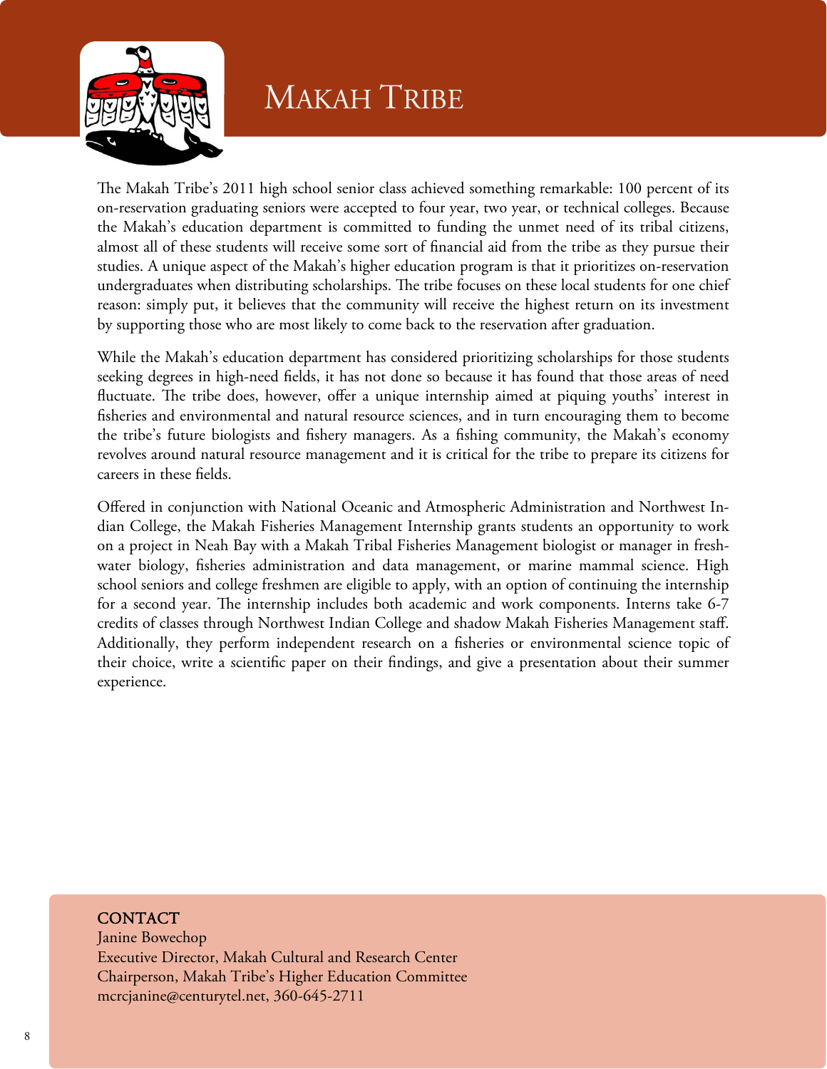# Makah Tribe

The Makah Tribe's 2011 high school senior class achieved something remarkable: 100 percent of its on-reservation graduating seniors were accepted to four year, two year, or technical colleges. Because the Makah's education department is committed to funding the unmet need of its tribal citizens, almost all of these students will receive some sort of financial aid from the tribe as they pursue their studies. A unique aspect of the Makah's higher education program is that it prioritizes on-reservation undergraduates when distributing scholarships. The tribe focuses on these local students for one chief reason: simply put, it believes that the community will receive the highest return on its investment by supporting those who are most likely to come back to the reservation after graduation.

While the Makah's education department has considered prioritizing scholarships for those students seeking degrees in high-need fields, it has not done so because it has found that those areas of need fluctuate. The tribe does, however, offer a unique internship aimed at piquing youths' interest in fisheries and environmental and natural resource sciences, and in turn encouraging them to become the tribe's future biologists and fishery managers. As a fishing community, the Makah's economy revolves around natural resource management and it is critical for the tribe to prepare its citizens for careers in these fields.

Offered in conjunction with National Oceanic and Atmospheric Administration and Northwest Indian College, the Makah Fisheries Management Internship grants students an opportunity to work on a project in Neah Bay with a Makah Tribal Fisheries Management biologist or manager in freshwater biology, fisheries administration and data management, or marine mammal science. High school seniors and college freshmen are eligible to apply, with an option of continuing the internship for a second year. The internship includes both academic and work components. Interns take 6-7 credits of classes through Northwest Indian College and shadow Makah Fisheries Management staff. Additionally, they perform independent research on a fisheries or environmental science topic of their choice, write a scientific paper on their findings, and give a presentation about their summer experience.

**CONTACT**
Janine Bowechop
Executive Director, Makah Cultural and Research Center
Chairperson, Makah Tribe's Higher Education Committee
mcrcjanine@centurytel.net, 360-645-2711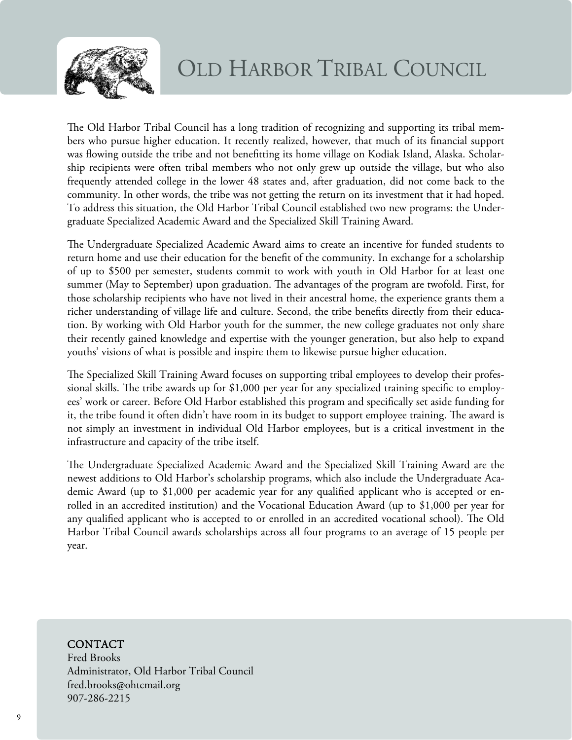# Old Harbor Tribal Council

The Old Harbor Tribal Council has a long tradition of recognizing and supporting its tribal members who pursue higher education. It recently realized, however, that much of its financial support was flowing outside the tribe and not benefitting its home village on Kodiak Island, Alaska. Scholarship recipients were often tribal members who not only grew up outside the village, but who also frequently attended college in the lower 48 states and, after graduation, did not come back to the community. In other words, the tribe was not getting the return on its investment that it had hoped. To address this situation, the Old Harbor Tribal Council established two new programs: the Undergraduate Specialized Academic Award and the Specialized Skill Training Award.

The Undergraduate Specialized Academic Award aims to create an incentive for funded students to return home and use their education for the benefit of the community. In exchange for a scholarship of up to $500 per semester, students commit to work with youth in Old Harbor for at least one summer (May to September) upon graduation. The advantages of the program are twofold. First, for those scholarship recipients who have not lived in their ancestral home, the experience grants them a richer understanding of village life and culture. Second, the tribe benefits directly from their education. By working with Old Harbor youth for the summer, the new college graduates not only share their recently gained knowledge and expertise with the younger generation, but also help to expand youths' visions of what is possible and inspire them to likewise pursue higher education.

The Specialized Skill Training Award focuses on supporting tribal employees to develop their professional skills. The tribe awards up for $1,000 per year for any specialized training specific to employees' work or career. Before Old Harbor established this program and specifically set aside funding for it, the tribe found it often didn't have room in its budget to support employee training. The award is not simply an investment in individual Old Harbor employees, but is a critical investment in the infrastructure and capacity of the tribe itself.

The Undergraduate Specialized Academic Award and the Specialized Skill Training Award are the newest additions to Old Harbor's scholarship programs, which also include the Undergraduate Academic Award (up to $1,000 per academic year for any qualified applicant who is accepted or enrolled in an accredited institution) and the Vocational Education Award (up to $1,000 per year for any qualified applicant who is accepted to or enrolled in an accredited vocational school). The Old Harbor Tribal Council awards scholarships across all four programs to an average of 15 people per year.

**CONTACT**
Fred Brooks
Administrator, Old Harbor Tribal Council
fred.brooks@ohtcmail.org
907-286-2215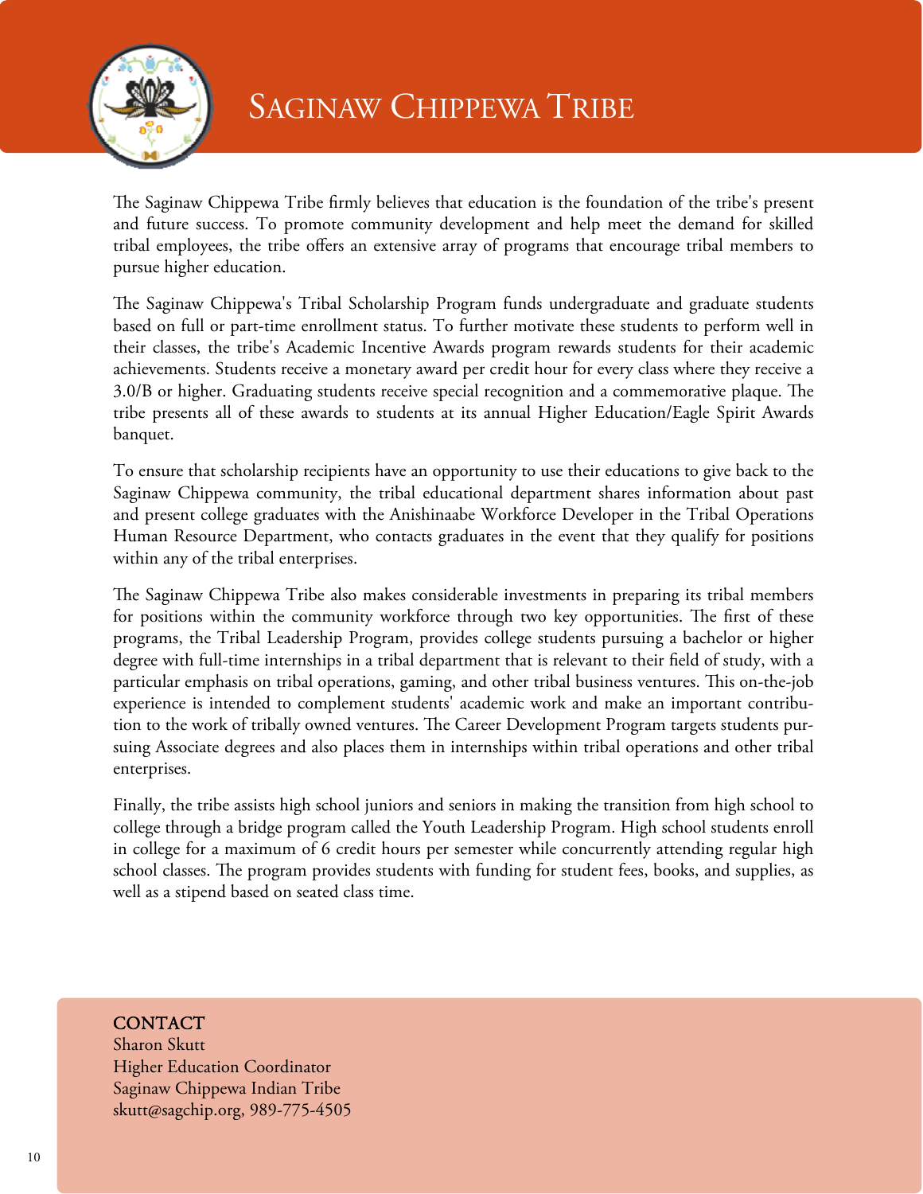# Saginaw Chippewa Tribe

The Saginaw Chippewa Tribe firmly believes that education is the foundation of the tribe's present and future success. To promote community development and help meet the demand for skilled tribal employees, the tribe offers an extensive array of programs that encourage tribal members to pursue higher education.

The Saginaw Chippewa's Tribal Scholarship Program funds undergraduate and graduate students based on full or part-time enrollment status. To further motivate these students to perform well in their classes, the tribe's Academic Incentive Awards program rewards students for their academic achievements. Students receive a monetary award per credit hour for every class where they receive a 3.0/B or higher. Graduating students receive special recognition and a commemorative plaque. The tribe presents all of these awards to students at its annual Higher Education/Eagle Spirit Awards banquet.

To ensure that scholarship recipients have an opportunity to use their educations to give back to the Saginaw Chippewa community, the tribal educational department shares information about past and present college graduates with the Anishinaabe Workforce Developer in the Tribal Operations Human Resource Department, who contacts graduates in the event that they qualify for positions within any of the tribal enterprises.

The Saginaw Chippewa Tribe also makes considerable investments in preparing its tribal members for positions within the community workforce through two key opportunities. The first of these programs, the Tribal Leadership Program, provides college students pursuing a bachelor or higher degree with full-time internships in a tribal department that is relevant to their field of study, with a particular emphasis on tribal operations, gaming, and other tribal business ventures. This on-the-job experience is intended to complement students' academic work and make an important contribution to the work of tribally owned ventures. The Career Development Program targets students pursuing Associate degrees and also places them in internships within tribal operations and other tribal enterprises.

Finally, the tribe assists high school juniors and seniors in making the transition from high school to college through a bridge program called the Youth Leadership Program. High school students enroll in college for a maximum of 6 credit hours per semester while concurrently attending regular high school classes. The program provides students with funding for student fees, books, and supplies, as well as a stipend based on seated class time.

**CONTACT**
Sharon Skutt
Higher Education Coordinator
Saginaw Chippewa Indian Tribe
skutt@sagchip.org, 989-775-4505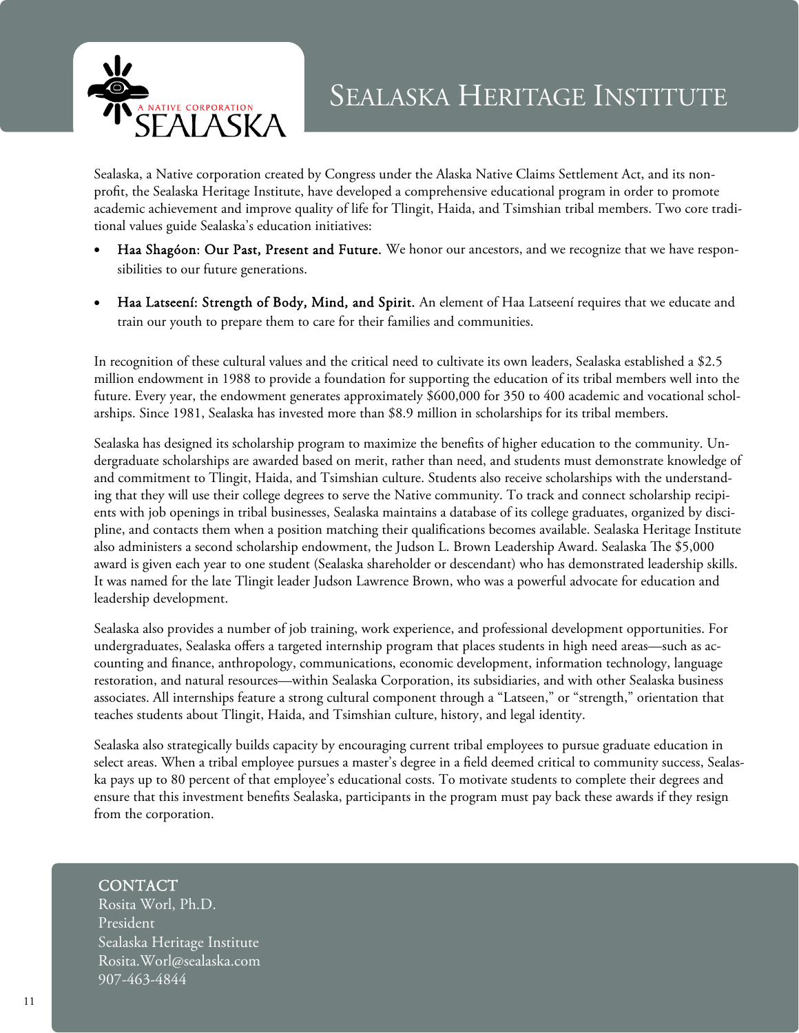# Sealaska Heritage Institute

A NATIVE CORPORATION SEALASKA

Sealaska, a Native corporation created by Congress under the Alaska Native Claims Settlement Act, and its non-profit, the Sealaska Heritage Institute, have developed a comprehensive educational program in order to promote academic achievement and improve quality of life for Tlingit, Haida, and Tsimshian tribal members. Two core traditional values guide Sealaska's education initiatives:

- **Haa Shagóon: Our Past, Present and Future.** We honor our ancestors, and we recognize that we have responsibilities to our future generations.
- **Haa Latseení: Strength of Body, Mind, and Spirit.** An element of Haa Latseení requires that we educate and train our youth to prepare them to care for their families and communities.

In recognition of these cultural values and the critical need to cultivate its own leaders, Sealaska established a $2.5 million endowment in 1988 to provide a foundation for supporting the education of its tribal members well into the future. Every year, the endowment generates approximately $600,000 for 350 to 400 academic and vocational scholarships. Since 1981, Sealaska has invested more than $8.9 million in scholarships for its tribal members.

Sealaska has designed its scholarship program to maximize the benefits of higher education to the community. Undergraduate scholarships are awarded based on merit, rather than need, and students must demonstrate knowledge of and commitment to Tlingit, Haida, and Tsimshian culture. Students also receive scholarships with the understanding that they will use their college degrees to serve the Native community. To track and connect scholarship recipients with job openings in tribal businesses, Sealaska maintains a database of its college graduates, organized by discipline, and contacts them when a position matching their qualifications becomes available. Sealaska Heritage Institute also administers a second scholarship endowment, the Judson L. Brown Leadership Award. Sealaska The $5,000 award is given each year to one student (Sealaska shareholder or descendant) who has demonstrated leadership skills. It was named for the late Tlingit leader Judson Lawrence Brown, who was a powerful advocate for education and leadership development.

Sealaska also provides a number of job training, work experience, and professional development opportunities. For undergraduates, Sealaska offers a targeted internship program that places students in high need areas—such as accounting and finance, anthropology, communications, economic development, information technology, language restoration, and natural resources—within Sealaska Corporation, its subsidiaries, and with other Sealaska business associates. All internships feature a strong cultural component through a "Latseen," or "strength," orientation that teaches students about Tlingit, Haida, and Tsimshian culture, history, and legal identity.

Sealaska also strategically builds capacity by encouraging current tribal employees to pursue graduate education in select areas. When a tribal employee pursues a master's degree in a field deemed critical to community success, Sealaska pays up to 80 percent of that employee's educational costs. To motivate students to complete their degrees and ensure that this investment benefits Sealaska, participants in the program must pay back these awards if they resign from the corporation.

**CONTACT**
Rosita Worl, Ph.D.
President
Sealaska Heritage Institute
Rosita.Worl@sealaska.com
907-463-4844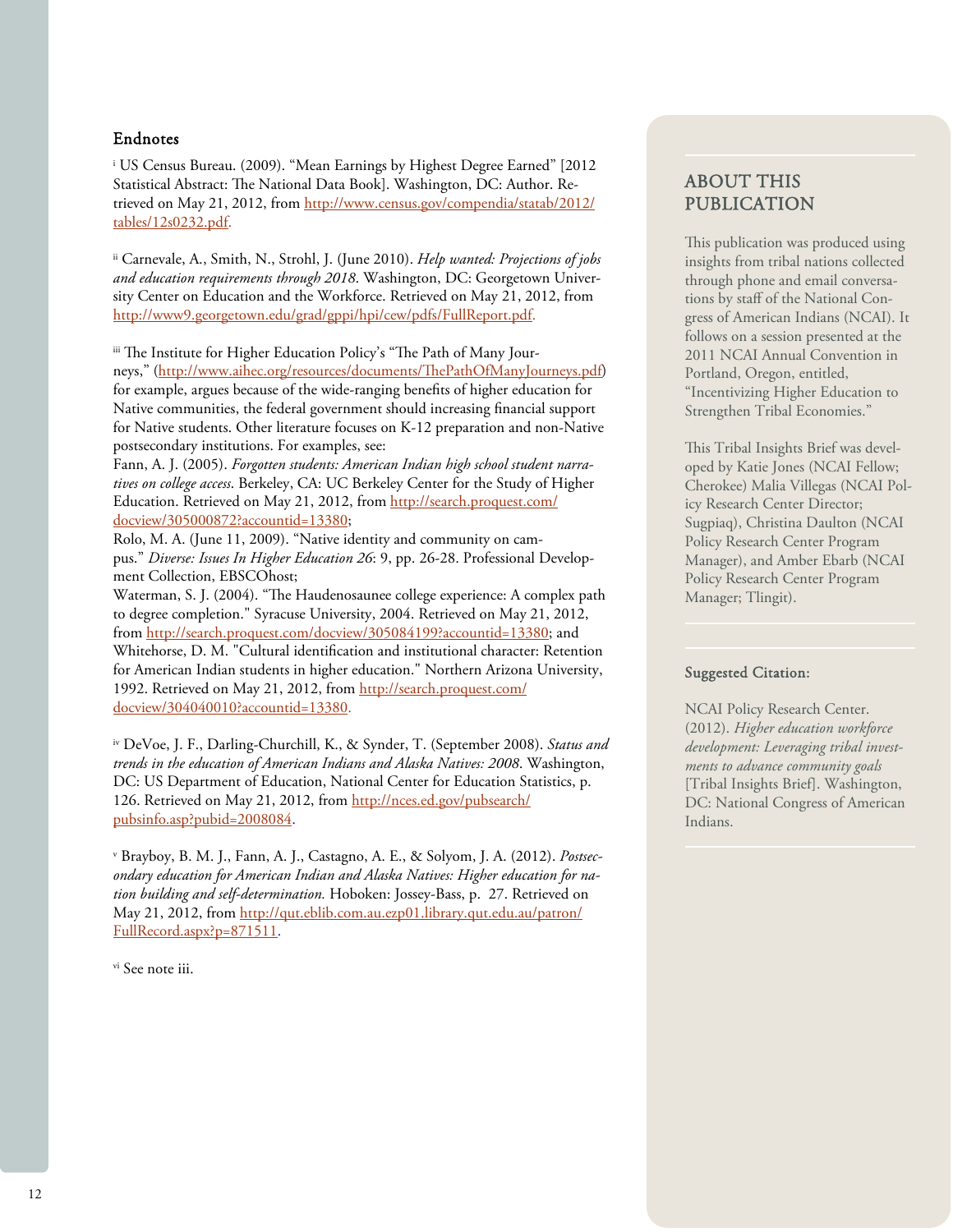## Endnotes

[i] US Census Bureau. (2009). "Mean Earnings by Highest Degree Earned" [2012 Statistical Abstract: The National Data Book]. Washington, DC: Author. Retrieved on May 21, 2012, from http://www.census.gov/compendia/statab/2012/tables/12s0232.pdf.

[ii] Carnevale, A., Smith, N., Strohl, J. (June 2010). *Help wanted: Projections of jobs and education requirements through 2018*. Washington, DC: Georgetown University Center on Education and the Workforce. Retrieved on May 21, 2012, from http://www9.georgetown.edu/grad/gppi/hpi/cew/pdfs/FullReport.pdf.

[iii] The Institute for Higher Education Policy's "The Path of Many Journeys," (http://www.aihec.org/resources/documents/ThePathOfManyJourneys.pdf) for example, argues because of the wide-ranging benefits of higher education for Native communities, the federal government should increasing financial support for Native students. Other literature focuses on K-12 preparation and non-Native postsecondary institutions. For examples, see:
Fann, A. J. (2005). *Forgotten students: American Indian high school student narratives on college access*. Berkeley, CA: UC Berkeley Center for the Study of Higher Education. Retrieved on May 21, 2012, from http://search.proquest.com/docview/305000872?accountid=13380;
Rolo, M. A. (June 11, 2009). "Native identity and community on campus." *Diverse: Issues In Higher Education 26*: 9, pp. 26-28. Professional Development Collection, EBSCOhost;
Waterman, S. J. (2004). "The Haudenosaunee college experience: A complex path to degree completion." Syracuse University, 2004. Retrieved on May 21, 2012, from http://search.proquest.com/docview/305084199?accountid=13380; and
Whitehorse, D. M. "Cultural identification and institutional character: Retention for American Indian students in higher education." Northern Arizona University, 1992. Retrieved on May 21, 2012, from http://search.proquest.com/docview/304040010?accountid=13380.

[iv] DeVoe, J. F., Darling-Churchill, K., & Synder, T. (September 2008). *Status and trends in the education of American Indians and Alaska Natives: 2008*. Washington, DC: US Department of Education, National Center for Education Statistics, p. 126. Retrieved on May 21, 2012, from http://nces.ed.gov/pubsearch/pubsinfo.asp?pubid=2008084.

[v] Brayboy, B. M. J., Fann, A. J., Castagno, A. E., & Solyom, J. A. (2012). *Postsecondary education for American Indian and Alaska Natives: Higher education for nation building and self-determination.* Hoboken: Jossey-Bass, p. 27. Retrieved on May 21, 2012, from http://qut.eblib.com.au.ezp01.library.qut.edu.au/patron/FullRecord.aspx?p=871511.

[vi] See note iii.

## ABOUT THIS PUBLICATION

This publication was produced using insights from tribal nations collected through phone and email conversations by staff of the National Congress of American Indians (NCAI). It follows on a session presented at the 2011 NCAI Annual Convention in Portland, Oregon, entitled, "Incentivizing Higher Education to Strengthen Tribal Economies."

This Tribal Insights Brief was developed by Katie Jones (NCAI Fellow; Cherokee) Malia Villegas (NCAI Policy Research Center Director; Sugpiaq), Christina Daulton (NCAI Policy Research Center Program Manager), and Amber Ebarb (NCAI Policy Research Center Program Manager; Tlingit).

**Suggested Citation:**

NCAI Policy Research Center. (2012). *Higher education workforce development: Leveraging tribal investments to advance community goals* [Tribal Insights Brief]. Washington, DC: National Congress of American Indians.